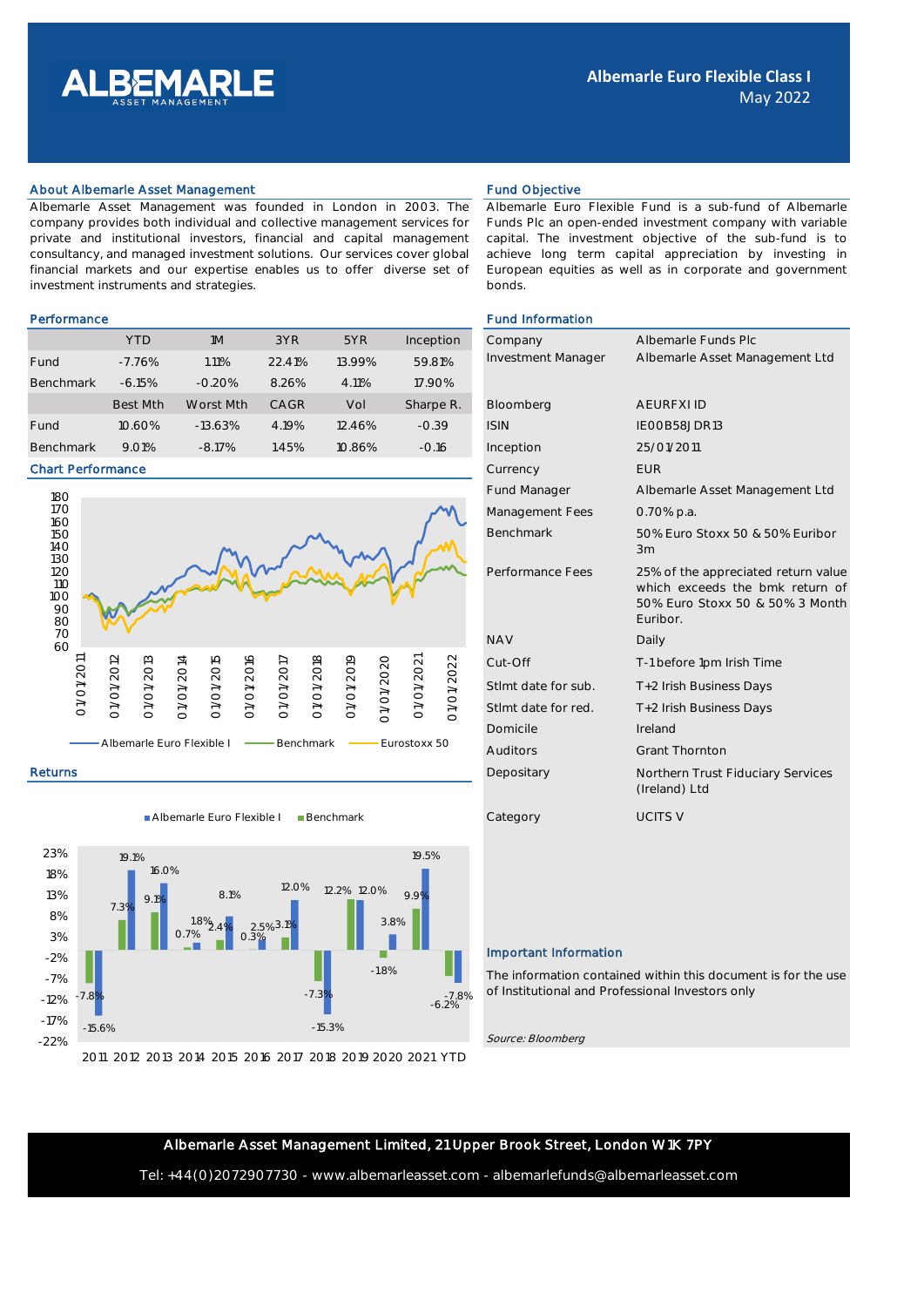# ALBEMARLE
ASSET MANAGEMENT

**Albemarle Euro Flexible Class I**
May 2022

## About Albemarle Asset Management

Albemarle Asset Management was founded in London in 2003. The company provides both individual and collective management services for private and institutional investors, financial and capital management consultancy, and managed investment solutions. Our services cover global financial markets and our expertise enables us to offer diverse set of investment instruments and strategies.

## Fund Objective

Albemarle Euro Flexible Fund is a sub-fund of Albemarle Funds Plc an open-ended investment company with variable capital. The investment objective of the sub-fund is to achieve long term capital appreciation by investing in European equities as well as in corporate and government bonds.

## Performance

| | YTD | 1M | 3YR | 5YR | Inception |
|---|---|---|---|---|---|
| Fund | -7.76% | 1.11% | 22.41% | 13.99% | 59.81% |
| Benchmark | -6.15% | -0.20% | 8.26% | 4.11% | 17.90% |
| | **Best Mth** | **Worst Mth** | **CAGR** | **Vol** | **Sharpe R.** |
| Fund | 10.60% | -13.63% | 4.19% | 12.46% | -0.39 |
| Benchmark | 9.01% | -8.17% | 1.45% | 10.86% | -0.16 |

## Chart Performance

180
170
160
150
140
130
120
110
100
90
80
70
60

01/01/2011 01/01/2012 01/01/2013 01/01/2014 01/01/2015 01/01/2016 01/01/2017 01/01/2018 01/01/2019 01/01/2020 01/01/2021 01/01/2022

Albemarle Euro Flexible I — Benchmark — Eurostoxx 50

## Returns

Albemarle Euro Flexible I ■ Benchmark

23% 18% 13% 8% 3% -2% -7% -12% -17% -22%

-7.8% -15.6% 7.3% 19.1% 9.1% 16.0% 0.7% 1.8% 2.4% 8.1% 0.3% 2.5% 3.1% 12.0% -7.3% -15.3% 12.2% 12.0% -1.8% 3.8% 9.9% 19.5% -7.8% -6.2%

2011 2012 2013 2014 2015 2016 2017 2018 2019 2020 2021 YTD

## Fund Information

| | |
|---|---|
| Company | Albemarle Funds Plc |
| Investment Manager | Albemarle Asset Management Ltd |
| Bloomberg | AEURFXI ID |
| ISIN | IE00B58JDR13 |
| Inception | 25/01/2011 |
| Currency | EUR |
| Fund Manager | Albemarle Asset Management Ltd |
| Management Fees | 0.70% p.a. |
| Benchmark | 50% Euro Stoxx 50 & 50% Euribor 3m |
| Performance Fees | 25% of the appreciated return value which exceeds the bmk return of 50% Euro Stoxx 50 & 50% 3 Month Euribor. |
| NAV | Daily |
| Cut-Off | T-1 before 1pm Irish Time |
| Stlmt date for sub. | T+2 Irish Business Days |
| Stlmt date for red. | T+2 Irish Business Days |
| Domicile | Ireland |
| Auditors | Grant Thornton |
| Depositary | Northern Trust Fiduciary Services (Ireland) Ltd |
| Category | UCITS V |

## Important Information

The information contained within this document is for the use of Institutional and Professional Investors only

*Source: Bloomberg*

Albemarle Asset Management Limited, 21 Upper Brook Street, London W1K 7PY

Tel: +44(0)2072907730 - www.albemarleasset.com - albemarlefunds@albemarleasset.com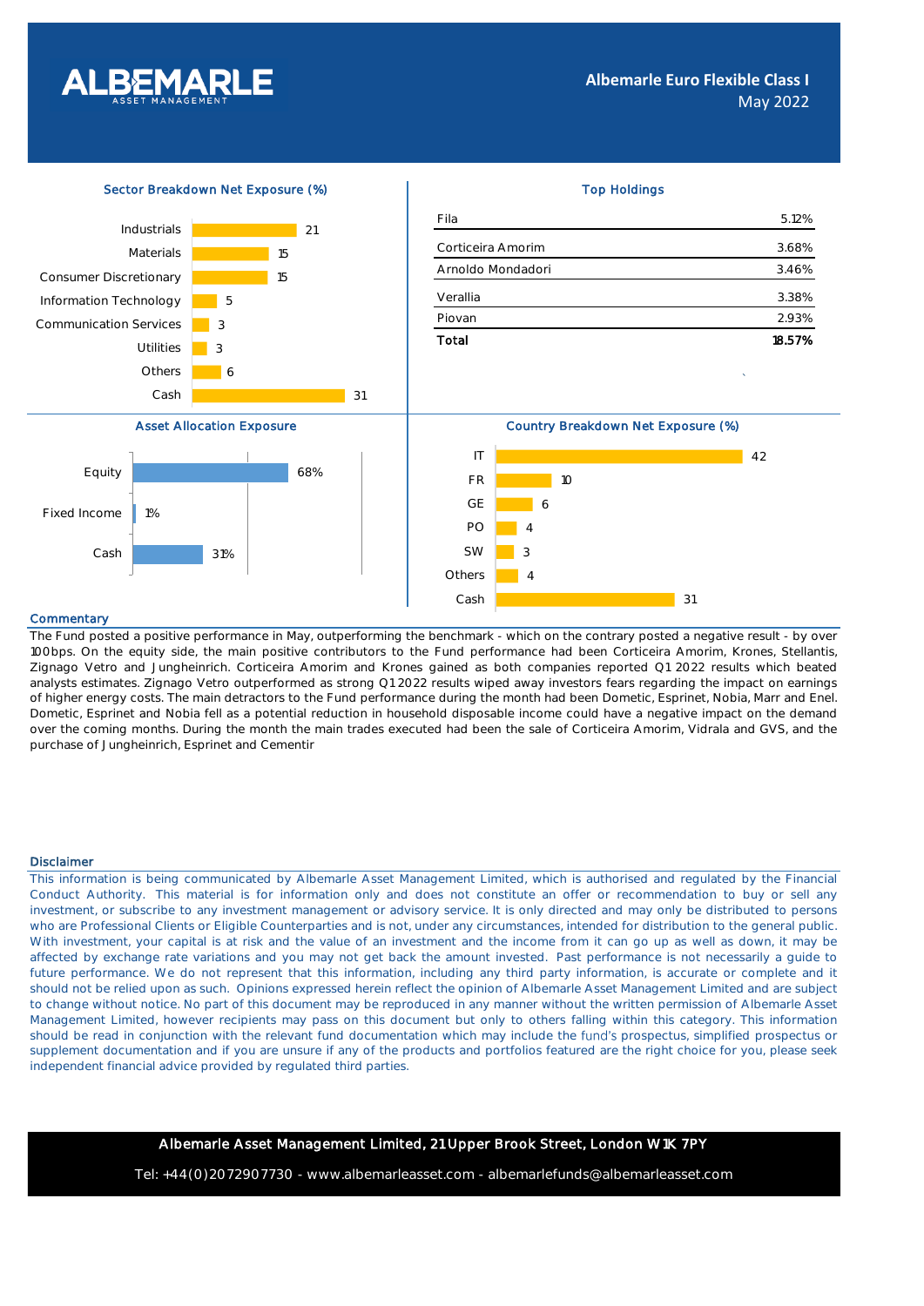# Albemarle Euro Flexible Class I

May 2022

## Sector Breakdown Net Exposure (%)

Industrials 21
Materials 15
Consumer Discretionary 15
Information Technology 5
Communication Services 3
Utilities 3
Others 6
Cash 31

## Top Holdings

| | |
|---|---|
| Fila | 5.12% |
| Corticeira Amorim | 3.68% |
| Arnoldo Mondadori | 3.46% |
| Verallia | 3.38% |
| Piovan | 2.93% |
| **Total** | **18.57%** |

## Asset Allocation Exposure

Equity 68%
Fixed Income 1%
Cash 31%

## Country Breakdown Net Exposure (%)

IT 42
FR 10
GE 6
PO 4
SW 3
Others 4
Cash 31

## Commentary

The Fund posted a positive performance in May, outperforming the benchmark - which on the contrary posted a negative result - by over 100bps. On the equity side, the main positive contributors to the Fund performance had been Corticeira Amorim, Krones, Stellantis, Zignago Vetro and Jungheinrich. Corticeira Amorim and Krones gained as both companies reported Q1 2022 results which beated analysts estimates. Zignago Vetro outperformed as strong Q1 2022 results wiped away investors fears regarding the impact on earnings of higher energy costs. The main detractors to the Fund performance during the month had been Dometic, Esprinet, Nobia, Marr and Enel. Dometic, Esprinet and Nobia fell as a potential reduction in household disposable income could have a negative impact on the demand over the coming months. During the month the main trades executed had been the sale of Corticeira Amorim, Vidrala and GVS, and the purchase of Jungheinrich, Esprinet and Cementir

## Disclaimer

This information is being communicated by Albemarle Asset Management Limited, which is authorised and regulated by the Financial Conduct Authority. This material is for information only and does not constitute an offer or recommendation to buy or sell any investment, or subscribe to any investment management or advisory service. It is only directed and may only be distributed to persons who are Professional Clients or Eligible Counterparties and is not, under any circumstances, intended for distribution to the general public. With investment, your capital is at risk and the value of an investment and the income from it can go up as well as down, it may be affected by exchange rate variations and you may not get back the amount invested. Past performance is not necessarily a guide to future performance. We do not represent that this information, including any third party information, is accurate or complete and it should not be relied upon as such. Opinions expressed herein reflect the opinion of Albemarle Asset Management Limited and are subject to change without notice. No part of this document may be reproduced in any manner without the written permission of Albemarle Asset Management Limited, however recipients may pass on this document but only to others falling within this category. This information should be read in conjunction with the relevant fund documentation which may include the fund's prospectus, simplified prospectus or supplement documentation and if you are unsure if any of the products and portfolios featured are the right choice for you, please seek independent financial advice provided by regulated third parties.

Albemarle Asset Management Limited, 21 Upper Brook Street, London W1K 7PY

Tel: +44(0)2072907730 - www.albemarleasset.com - albemarlefunds@albemarleasset.com